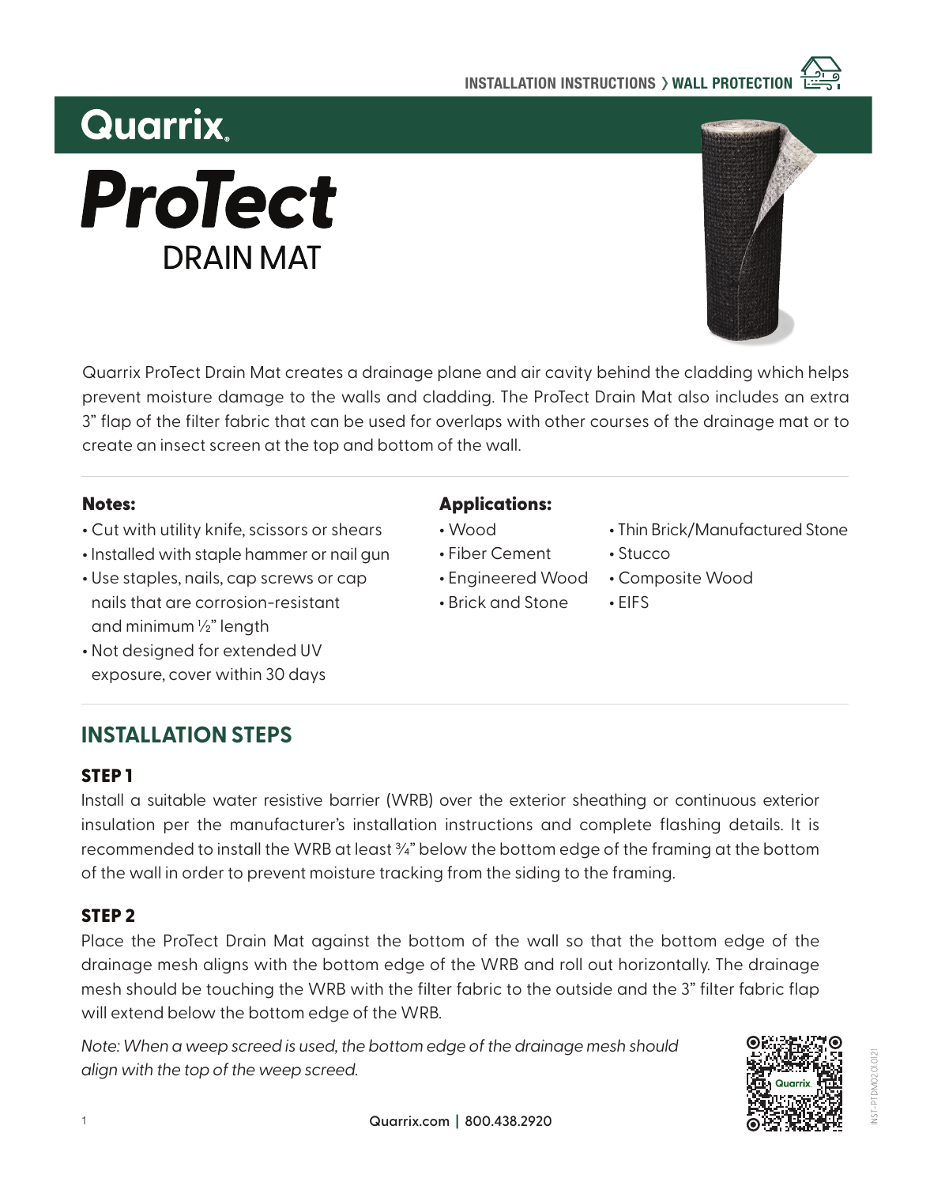INSTALLATION INSTRUCTIONS › WALL PROTECTION

# Quarrix

# ProTect DRAIN MAT

Quarrix ProTect Drain Mat creates a drainage plane and air cavity behind the cladding which helps prevent moisture damage to the walls and cladding. The ProTect Drain Mat also includes an extra 3" flap of the filter fabric that can be used for overlaps with other courses of the drainage mat or to create an insect screen at the top and bottom of the wall.

**Notes:**

- Cut with utility knife, scissors or shears
- Installed with staple hammer or nail gun
- Use staples, nails, cap screws or cap nails that are corrosion-resistant and minimum ½" length
- Not designed for extended UV exposure, cover within 30 days

**Applications:**

- Wood
- Fiber Cement
- Engineered Wood
- Brick and Stone
- Thin Brick/Manufactured Stone
- Stucco
- Composite Wood
- EIFS

## INSTALLATION STEPS

### STEP 1

Install a suitable water resistive barrier (WRB) over the exterior sheathing or continuous exterior insulation per the manufacturer's installation instructions and complete flashing details. It is recommended to install the WRB at least ¾" below the bottom edge of the framing at the bottom of the wall in order to prevent moisture tracking from the siding to the framing.

### STEP 2

Place the ProTect Drain Mat against the bottom of the wall so that the bottom edge of the drainage mesh aligns with the bottom edge of the WRB and roll out horizontally. The drainage mesh should be touching the WRB with the filter fabric to the outside and the 3" filter fabric flap will extend below the bottom edge of the WRB.

*Note: When a weep screed is used, the bottom edge of the drainage mesh should align with the top of the weep screed.*

Quarrix.com | 800.438.2920

INST-PTDM02010121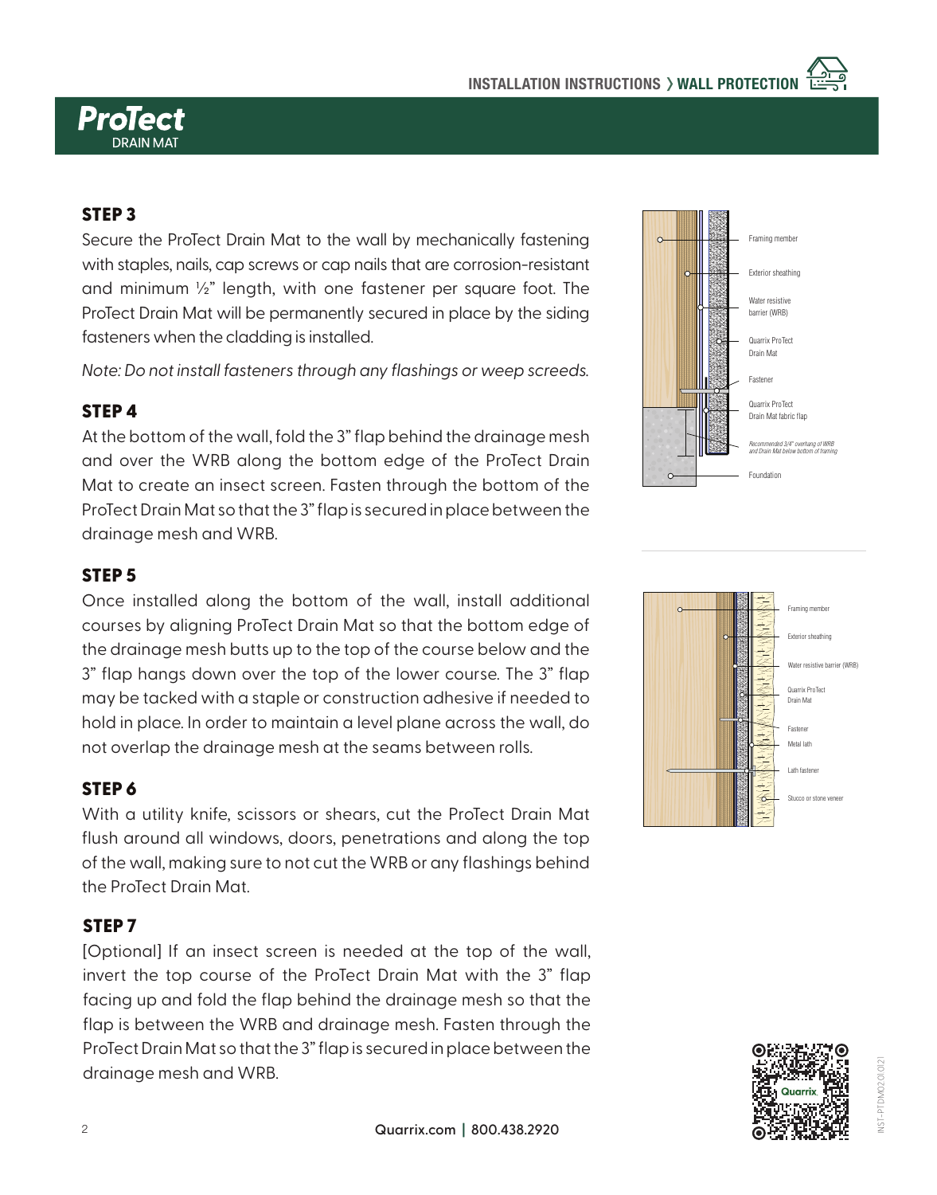# ProTect DRAIN MAT

## STEP 3

Secure the ProTect Drain Mat to the wall by mechanically fastening with staples, nails, cap screws or cap nails that are corrosion-resistant and minimum ½" length, with one fastener per square foot. The ProTect Drain Mat will be permanently secured in place by the siding fasteners when the cladding is installed.

*Note: Do not install fasteners through any flashings or weep screeds.*

## STEP 4

At the bottom of the wall, fold the 3" flap behind the drainage mesh and over the WRB along the bottom edge of the ProTect Drain Mat to create an insect screen. Fasten through the bottom of the ProTect Drain Mat so that the 3" flap is secured in place between the drainage mesh and WRB.

## STEP 5

Once installed along the bottom of the wall, install additional courses by aligning ProTect Drain Mat so that the bottom edge of the drainage mesh butts up to the top of the course below and the 3" flap hangs down over the top of the lower course. The 3" flap may be tacked with a staple or construction adhesive if needed to hold in place. In order to maintain a level plane across the wall, do not overlap the drainage mesh at the seams between rolls.

## STEP 6

With a utility knife, scissors or shears, cut the ProTect Drain Mat flush around all windows, doors, penetrations and along the top of the wall, making sure to not cut the WRB or any flashings behind the ProTect Drain Mat.

## STEP 7

[Optional] If an insect screen is needed at the top of the wall, invert the top course of the ProTect Drain Mat with the 3" flap facing up and fold the flap behind the drainage mesh so that the flap is between the WRB and drainage mesh. Fasten through the ProTect Drain Mat so that the 3" flap is secured in place between the drainage mesh and WRB.

Quarrix.com | 800.438.2920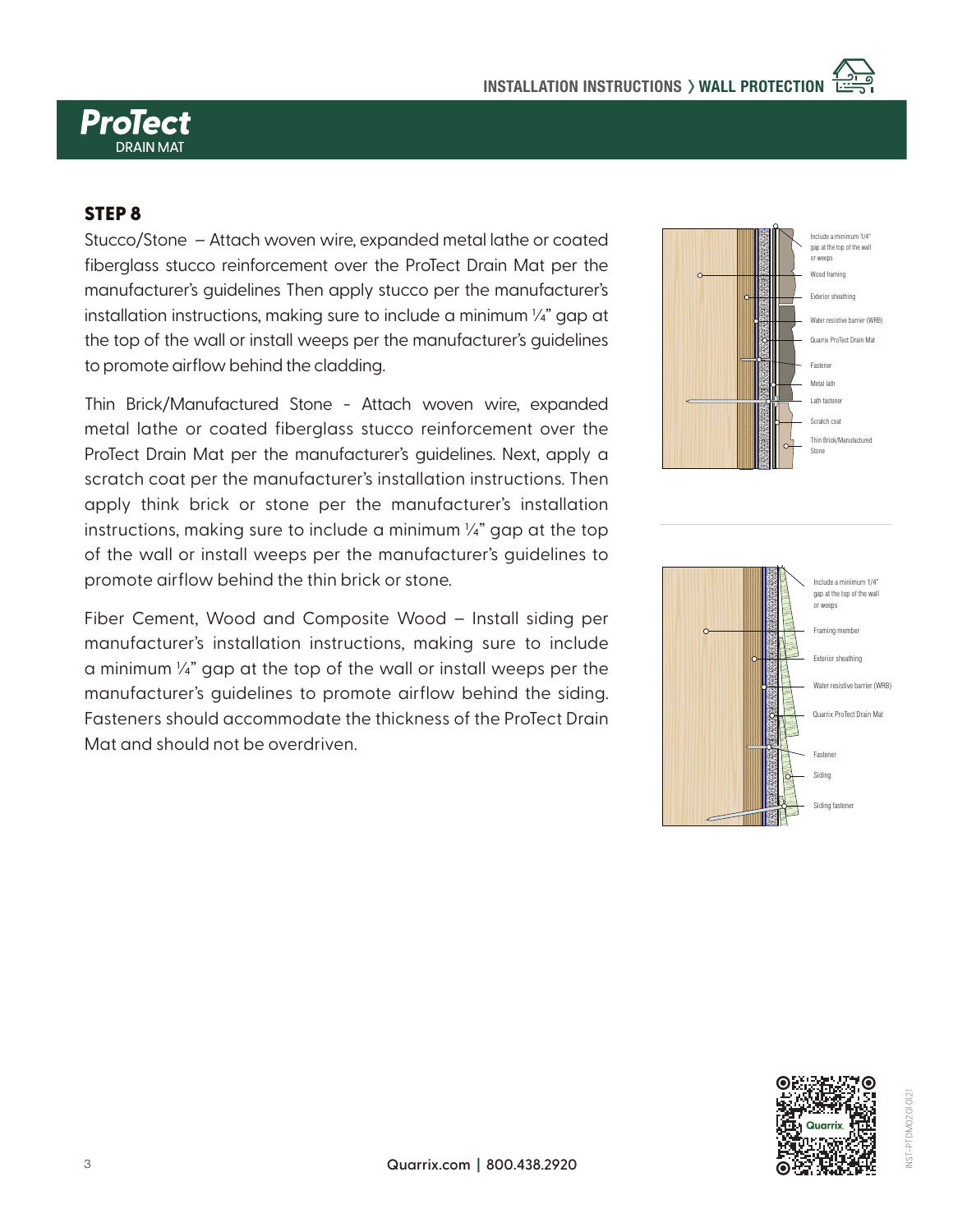## STEP 8

Stucco/Stone – Attach woven wire, expanded metal lathe or coated fiberglass stucco reinforcement over the ProTect Drain Mat per the manufacturer's guidelines Then apply stucco per the manufacturer's installation instructions, making sure to include a minimum ¼" gap at the top of the wall or install weeps per the manufacturer's guidelines to promote airflow behind the cladding.

Thin Brick/Manufactured Stone - Attach woven wire, expanded metal lathe or coated fiberglass stucco reinforcement over the ProTect Drain Mat per the manufacturer's guidelines. Next, apply a scratch coat per the manufacturer's installation instructions. Then apply think brick or stone per the manufacturer's installation instructions, making sure to include a minimum ¼" gap at the top of the wall or install weeps per the manufacturer's guidelines to promote airflow behind the thin brick or stone.

Fiber Cement, Wood and Composite Wood – Install siding per manufacturer's installation instructions, making sure to include a minimum ¼" gap at the top of the wall or install weeps per the manufacturer's guidelines to promote airflow behind the siding. Fasteners should accommodate the thickness of the ProTect Drain Mat and should not be overdriven.

Include a minimum 1/4" gap at the top of the wall or weeps
Wood framing
Exterior sheathing
Water resistive barrier (WRB)
Quarrix ProTect Drain Mat
Fastener
Metal lath
Lath fastener
Scratch coat
Thin Brick/Manufactured Stone

Include a minimum 1/4" gap at the top of the wall or weeps
Framing member
Exterior sheathing
Water resistive barrier (WRB)
Quarrix ProTect Drain Mat
Fastener
Siding
Siding fastener

Quarrix.com | 800.438.2920

INST-PTDM02010121